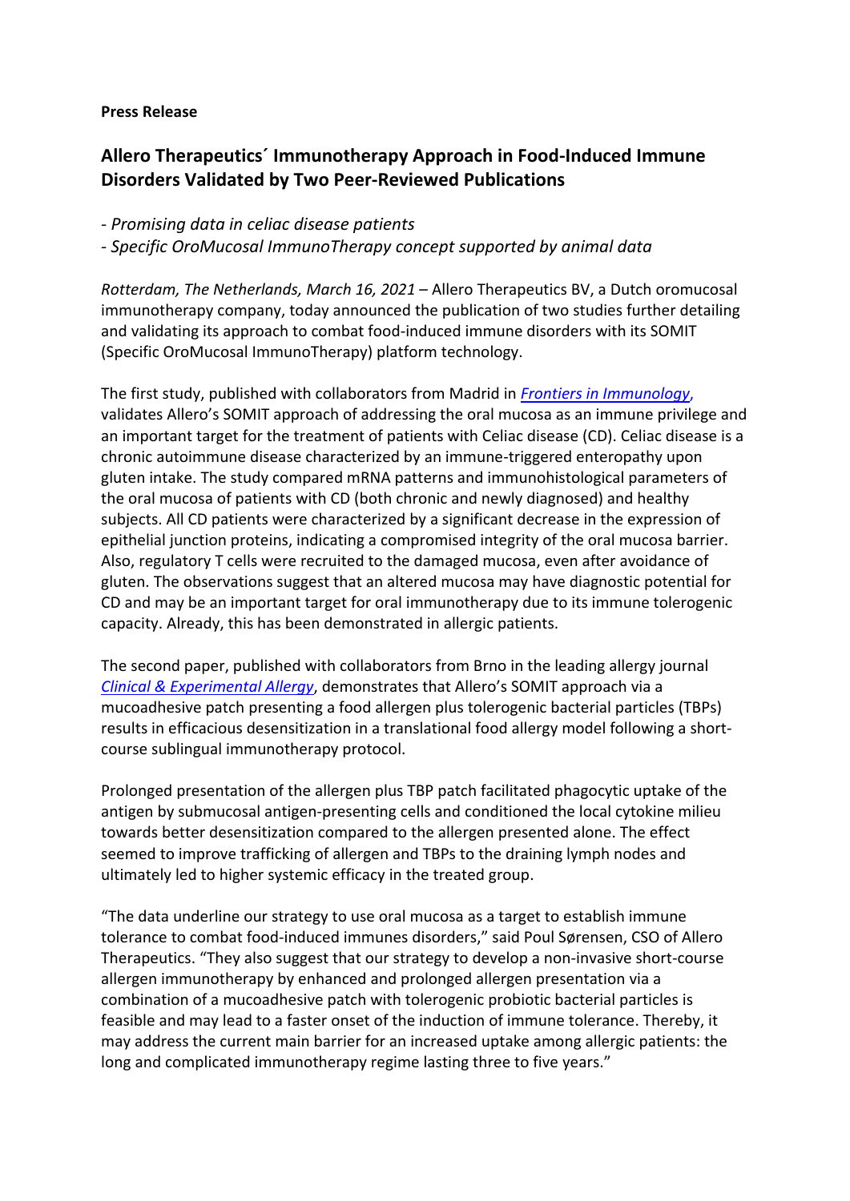**Press Release**

## Allero Therapeutics´ Immunotherapy Approach in Food-Induced Immune Disorders Validated by Two Peer-Reviewed Publications

*- Promising data in celiac disease patients*

*- Specific OroMucosal ImmunoTherapy concept supported by animal data*

*Rotterdam, The Netherlands, March 16, 2021* – Allero Therapeutics BV, a Dutch oromucosal immunotherapy company, today announced the publication of two studies further detailing and validating its approach to combat food-induced immune disorders with its SOMIT (Specific OroMucosal ImmunoTherapy) platform technology.

The first study, published with collaborators from Madrid in *Frontiers in Immunology*, validates Allero's SOMIT approach of addressing the oral mucosa as an immune privilege and an important target for the treatment of patients with Celiac disease (CD). Celiac disease is a chronic autoimmune disease characterized by an immune-triggered enteropathy upon gluten intake. The study compared mRNA patterns and immunohistological parameters of the oral mucosa of patients with CD (both chronic and newly diagnosed) and healthy subjects. All CD patients were characterized by a significant decrease in the expression of epithelial junction proteins, indicating a compromised integrity of the oral mucosa barrier. Also, regulatory T cells were recruited to the damaged mucosa, even after avoidance of gluten. The observations suggest that an altered mucosa may have diagnostic potential for CD and may be an important target for oral immunotherapy due to its immune tolerogenic capacity. Already, this has been demonstrated in allergic patients.

The second paper, published with collaborators from Brno in the leading allergy journal *Clinical & Experimental Allergy*, demonstrates that Allero's SOMIT approach via a mucoadhesive patch presenting a food allergen plus tolerogenic bacterial particles (TBPs) results in efficacious desensitization in a translational food allergy model following a short-course sublingual immunotherapy protocol.

Prolonged presentation of the allergen plus TBP patch facilitated phagocytic uptake of the antigen by submucosal antigen-presenting cells and conditioned the local cytokine milieu towards better desensitization compared to the allergen presented alone. The effect seemed to improve trafficking of allergen and TBPs to the draining lymph nodes and ultimately led to higher systemic efficacy in the treated group.

"The data underline our strategy to use oral mucosa as a target to establish immune tolerance to combat food-induced immunes disorders," said Poul Sørensen, CSO of Allero Therapeutics. "They also suggest that our strategy to develop a non-invasive short-course allergen immunotherapy by enhanced and prolonged allergen presentation via a combination of a mucoadhesive patch with tolerogenic probiotic bacterial particles is feasible and may lead to a faster onset of the induction of immune tolerance. Thereby, it may address the current main barrier for an increased uptake among allergic patients: the long and complicated immunotherapy regime lasting three to five years."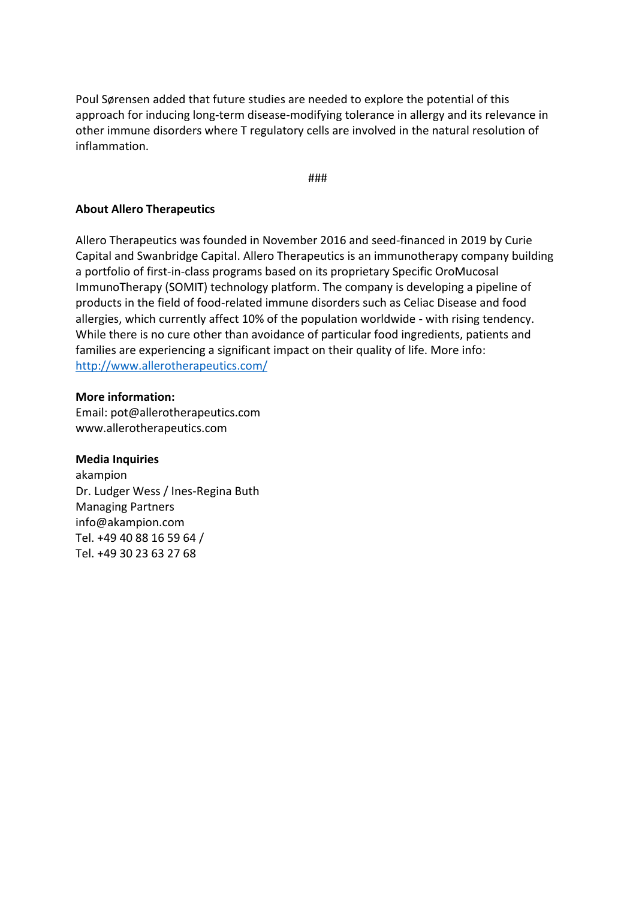Poul Sørensen added that future studies are needed to explore the potential of this approach for inducing long-term disease-modifying tolerance in allergy and its relevance in other immune disorders where T regulatory cells are involved in the natural resolution of inflammation.

###

**About Allero Therapeutics**

Allero Therapeutics was founded in November 2016 and seed-financed in 2019 by Curie Capital and Swanbridge Capital. Allero Therapeutics is an immunotherapy company building a portfolio of first-in-class programs based on its proprietary Specific OroMucosal ImmunoTherapy (SOMIT) technology platform. The company is developing a pipeline of products in the field of food-related immune disorders such as Celiac Disease and food allergies, which currently affect 10% of the population worldwide - with rising tendency. While there is no cure other than avoidance of particular food ingredients, patients and families are experiencing a significant impact on their quality of life. More info: [http://www.allerotherapeutics.com/](http://www.allerotherapeutics.com/)

**More information:**
Email: pot@allerotherapeutics.com
www.allerotherapeutics.com

**Media Inquiries**
akampion
Dr. Ludger Wess / Ines-Regina Buth
Managing Partners
info@akampion.com
Tel. +49 40 88 16 59 64 /
Tel. +49 30 23 63 27 68